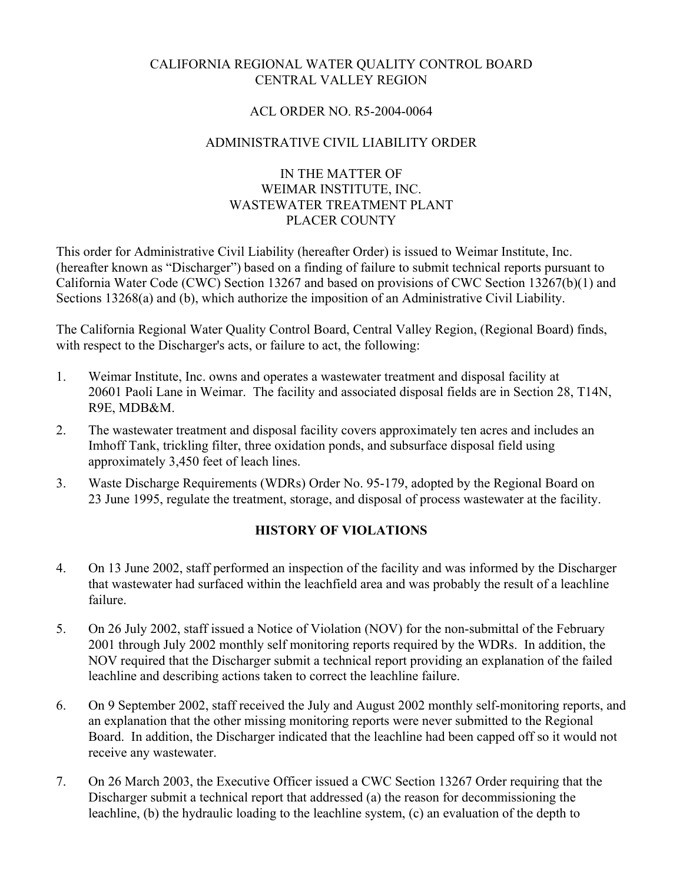CALIFORNIA REGIONAL WATER QUALITY CONTROL BOARD
CENTRAL VALLEY REGION

ACL ORDER NO. R5-2004-0064

ADMINISTRATIVE CIVIL LIABILITY ORDER

IN THE MATTER OF
WEIMAR INSTITUTE, INC.
WASTEWATER TREATMENT PLANT
PLACER COUNTY

This order for Administrative Civil Liability (hereafter Order) is issued to Weimar Institute, Inc. (hereafter known as "Discharger") based on a finding of failure to submit technical reports pursuant to California Water Code (CWC) Section 13267 and based on provisions of CWC Section 13267(b)(1) and Sections 13268(a) and (b), which authorize the imposition of an Administrative Civil Liability.

The California Regional Water Quality Control Board, Central Valley Region, (Regional Board) finds, with respect to the Discharger's acts, or failure to act, the following:

1. Weimar Institute, Inc. owns and operates a wastewater treatment and disposal facility at 20601 Paoli Lane in Weimar. The facility and associated disposal fields are in Section 28, T14N, R9E, MDB&M.
2. The wastewater treatment and disposal facility covers approximately ten acres and includes an Imhoff Tank, trickling filter, three oxidation ponds, and subsurface disposal field using approximately 3,450 feet of leach lines.
3. Waste Discharge Requirements (WDRs) Order No. 95-179, adopted by the Regional Board on 23 June 1995, regulate the treatment, storage, and disposal of process wastewater at the facility.

## HISTORY OF VIOLATIONS

4. On 13 June 2002, staff performed an inspection of the facility and was informed by the Discharger that wastewater had surfaced within the leachfield area and was probably the result of a leachline failure.
5. On 26 July 2002, staff issued a Notice of Violation (NOV) for the non-submittal of the February 2001 through July 2002 monthly self monitoring reports required by the WDRs. In addition, the NOV required that the Discharger submit a technical report providing an explanation of the failed leachline and describing actions taken to correct the leachline failure.
6. On 9 September 2002, staff received the July and August 2002 monthly self-monitoring reports, and an explanation that the other missing monitoring reports were never submitted to the Regional Board. In addition, the Discharger indicated that the leachline had been capped off so it would not receive any wastewater.
7. On 26 March 2003, the Executive Officer issued a CWC Section 13267 Order requiring that the Discharger submit a technical report that addressed (a) the reason for decommissioning the leachline, (b) the hydraulic loading to the leachline system, (c) an evaluation of the depth to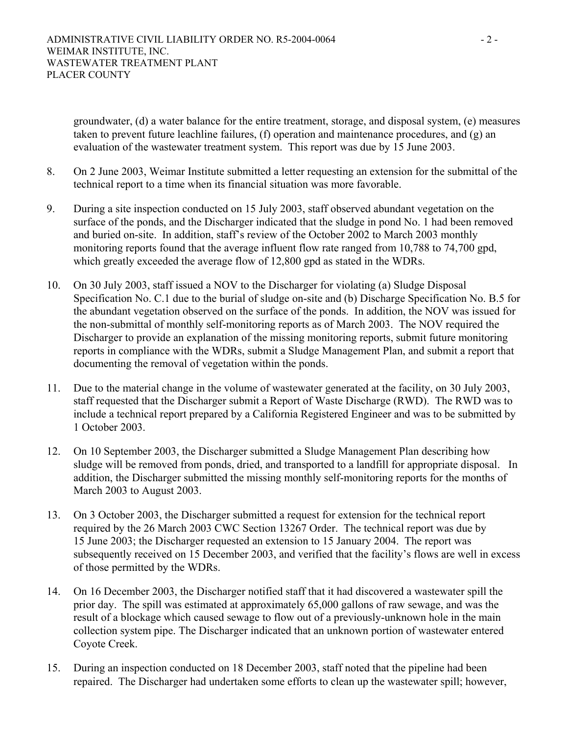groundwater, (d) a water balance for the entire treatment, storage, and disposal system, (e) measures taken to prevent future leachline failures, (f) operation and maintenance procedures, and (g) an evaluation of the wastewater treatment system. This report was due by 15 June 2003.

8. On 2 June 2003, Weimar Institute submitted a letter requesting an extension for the submittal of the technical report to a time when its financial situation was more favorable.

9. During a site inspection conducted on 15 July 2003, staff observed abundant vegetation on the surface of the ponds, and the Discharger indicated that the sludge in pond No. 1 had been removed and buried on-site. In addition, staff's review of the October 2002 to March 2003 monthly monitoring reports found that the average influent flow rate ranged from 10,788 to 74,700 gpd, which greatly exceeded the average flow of 12,800 gpd as stated in the WDRs.

10. On 30 July 2003, staff issued a NOV to the Discharger for violating (a) Sludge Disposal Specification No. C.1 due to the burial of sludge on-site and (b) Discharge Specification No. B.5 for the abundant vegetation observed on the surface of the ponds. In addition, the NOV was issued for the non-submittal of monthly self-monitoring reports as of March 2003. The NOV required the Discharger to provide an explanation of the missing monitoring reports, submit future monitoring reports in compliance with the WDRs, submit a Sludge Management Plan, and submit a report that documenting the removal of vegetation within the ponds.

11. Due to the material change in the volume of wastewater generated at the facility, on 30 July 2003, staff requested that the Discharger submit a Report of Waste Discharge (RWD). The RWD was to include a technical report prepared by a California Registered Engineer and was to be submitted by 1 October 2003.

12. On 10 September 2003, the Discharger submitted a Sludge Management Plan describing how sludge will be removed from ponds, dried, and transported to a landfill for appropriate disposal. In addition, the Discharger submitted the missing monthly self-monitoring reports for the months of March 2003 to August 2003.

13. On 3 October 2003, the Discharger submitted a request for extension for the technical report required by the 26 March 2003 CWC Section 13267 Order. The technical report was due by 15 June 2003; the Discharger requested an extension to 15 January 2004. The report was subsequently received on 15 December 2003, and verified that the facility's flows are well in excess of those permitted by the WDRs.

14. On 16 December 2003, the Discharger notified staff that it had discovered a wastewater spill the prior day. The spill was estimated at approximately 65,000 gallons of raw sewage, and was the result of a blockage which caused sewage to flow out of a previously-unknown hole in the main collection system pipe. The Discharger indicated that an unknown portion of wastewater entered Coyote Creek.

15. During an inspection conducted on 18 December 2003, staff noted that the pipeline had been repaired. The Discharger had undertaken some efforts to clean up the wastewater spill; however,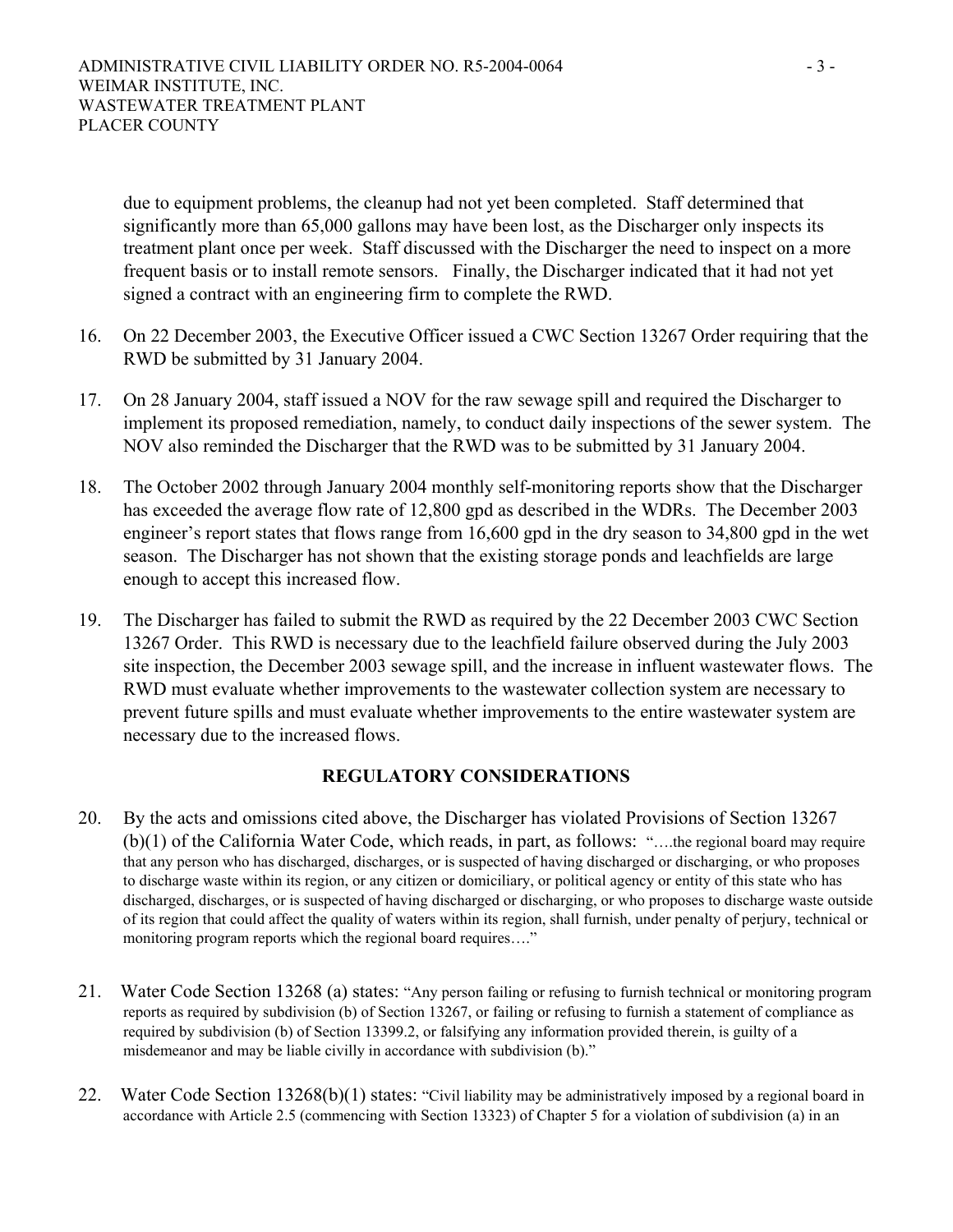due to equipment problems, the cleanup had not yet been completed. Staff determined that significantly more than 65,000 gallons may have been lost, as the Discharger only inspects its treatment plant once per week. Staff discussed with the Discharger the need to inspect on a more frequent basis or to install remote sensors. Finally, the Discharger indicated that it had not yet signed a contract with an engineering firm to complete the RWD.

16. On 22 December 2003, the Executive Officer issued a CWC Section 13267 Order requiring that the RWD be submitted by 31 January 2004.

17. On 28 January 2004, staff issued a NOV for the raw sewage spill and required the Discharger to implement its proposed remediation, namely, to conduct daily inspections of the sewer system. The NOV also reminded the Discharger that the RWD was to be submitted by 31 January 2004.

18. The October 2002 through January 2004 monthly self-monitoring reports show that the Discharger has exceeded the average flow rate of 12,800 gpd as described in the WDRs. The December 2003 engineer's report states that flows range from 16,600 gpd in the dry season to 34,800 gpd in the wet season. The Discharger has not shown that the existing storage ponds and leachfields are large enough to accept this increased flow.

19. The Discharger has failed to submit the RWD as required by the 22 December 2003 CWC Section 13267 Order. This RWD is necessary due to the leachfield failure observed during the July 2003 site inspection, the December 2003 sewage spill, and the increase in influent wastewater flows. The RWD must evaluate whether improvements to the wastewater collection system are necessary to prevent future spills and must evaluate whether improvements to the entire wastewater system are necessary due to the increased flows.

## REGULATORY CONSIDERATIONS

20. By the acts and omissions cited above, the Discharger has violated Provisions of Section 13267 (b)(1) of the California Water Code, which reads, in part, as follows: "….the regional board may require that any person who has discharged, discharges, or is suspected of having discharged or discharging, or who proposes to discharge waste within its region, or any citizen or domiciliary, or political agency or entity of this state who has discharged, discharges, or is suspected of having discharged or discharging, or who proposes to discharge waste outside of its region that could affect the quality of waters within its region, shall furnish, under penalty of perjury, technical or monitoring program reports which the regional board requires…."

21. Water Code Section 13268 (a) states: "Any person failing or refusing to furnish technical or monitoring program reports as required by subdivision (b) of Section 13267, or failing or refusing to furnish a statement of compliance as required by subdivision (b) of Section 13399.2, or falsifying any information provided therein, is guilty of a misdemeanor and may be liable civilly in accordance with subdivision (b)."

22. Water Code Section 13268(b)(1) states: "Civil liability may be administratively imposed by a regional board in accordance with Article 2.5 (commencing with Section 13323) of Chapter 5 for a violation of subdivision (a) in an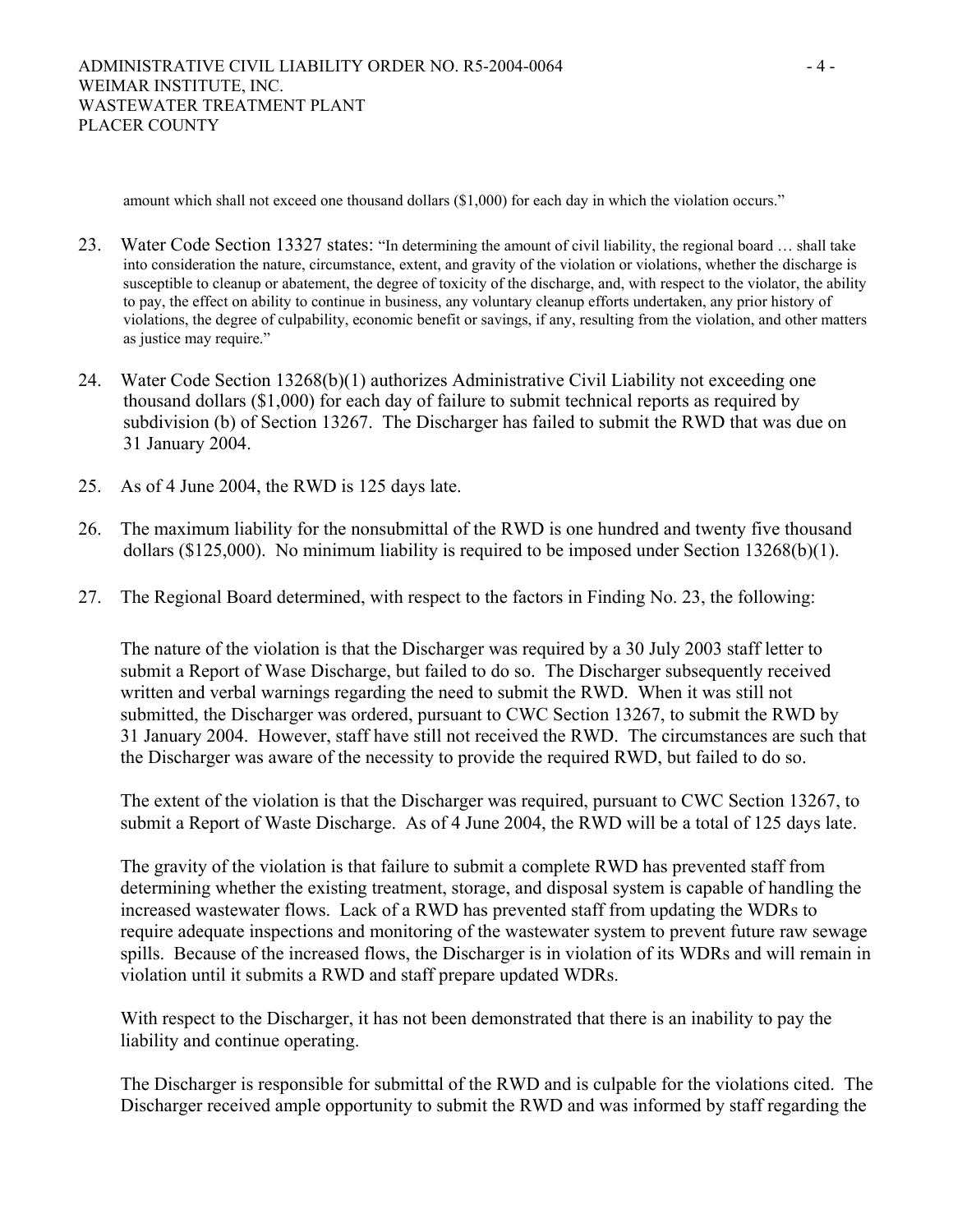amount which shall not exceed one thousand dollars ($1,000) for each day in which the violation occurs."

23. Water Code Section 13327 states: "In determining the amount of civil liability, the regional board … shall take into consideration the nature, circumstance, extent, and gravity of the violation or violations, whether the discharge is susceptible to cleanup or abatement, the degree of toxicity of the discharge, and, with respect to the violator, the ability to pay, the effect on ability to continue in business, any voluntary cleanup efforts undertaken, any prior history of violations, the degree of culpability, economic benefit or savings, if any, resulting from the violation, and other matters as justice may require."

24. Water Code Section 13268(b)(1) authorizes Administrative Civil Liability not exceeding one thousand dollars ($1,000) for each day of failure to submit technical reports as required by subdivision (b) of Section 13267. The Discharger has failed to submit the RWD that was due on 31 January 2004.

25. As of 4 June 2004, the RWD is 125 days late.

26. The maximum liability for the nonsubmittal of the RWD is one hundred and twenty five thousand dollars ($125,000). No minimum liability is required to be imposed under Section 13268(b)(1).

27. The Regional Board determined, with respect to the factors in Finding No. 23, the following:

    The nature of the violation is that the Discharger was required by a 30 July 2003 staff letter to submit a Report of Wase Discharge, but failed to do so. The Discharger subsequently received written and verbal warnings regarding the need to submit the RWD. When it was still not submitted, the Discharger was ordered, pursuant to CWC Section 13267, to submit the RWD by 31 January 2004. However, staff have still not received the RWD. The circumstances are such that the Discharger was aware of the necessity to provide the required RWD, but failed to do so.

    The extent of the violation is that the Discharger was required, pursuant to CWC Section 13267, to submit a Report of Waste Discharge. As of 4 June 2004, the RWD will be a total of 125 days late.

    The gravity of the violation is that failure to submit a complete RWD has prevented staff from determining whether the existing treatment, storage, and disposal system is capable of handling the increased wastewater flows. Lack of a RWD has prevented staff from updating the WDRs to require adequate inspections and monitoring of the wastewater system to prevent future raw sewage spills. Because of the increased flows, the Discharger is in violation of its WDRs and will remain in violation until it submits a RWD and staff prepare updated WDRs.

    With respect to the Discharger, it has not been demonstrated that there is an inability to pay the liability and continue operating.

    The Discharger is responsible for submittal of the RWD and is culpable for the violations cited. The Discharger received ample opportunity to submit the RWD and was informed by staff regarding the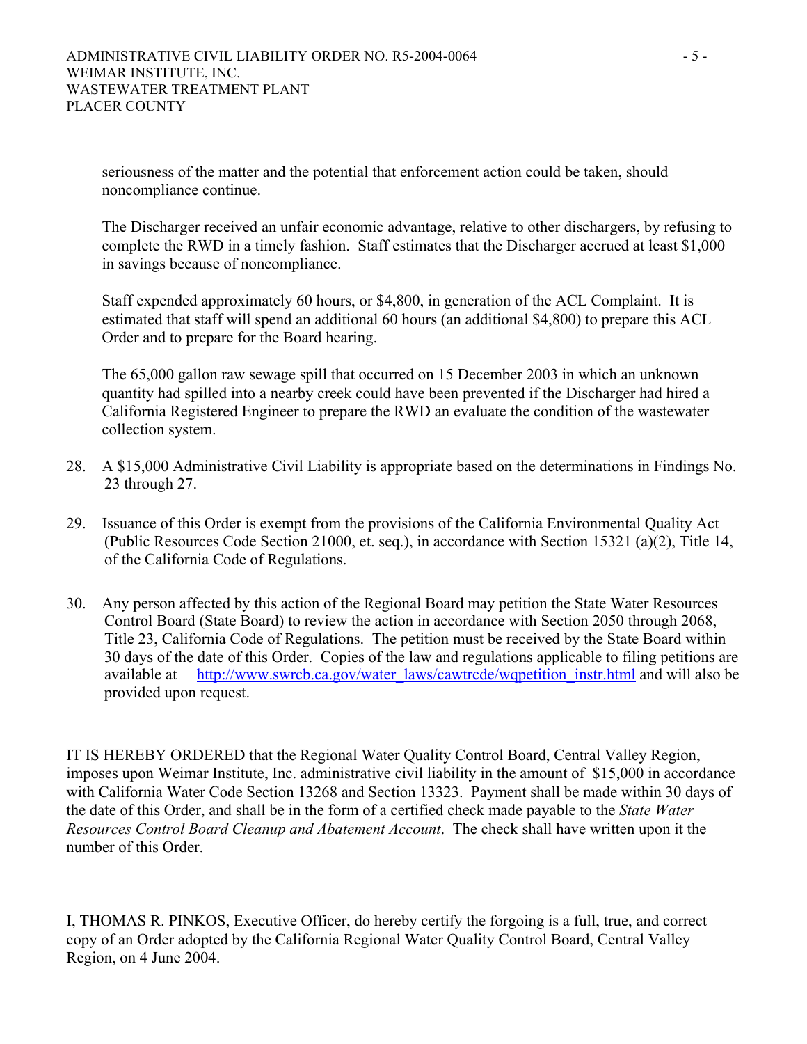seriousness of the matter and the potential that enforcement action could be taken, should noncompliance continue.

The Discharger received an unfair economic advantage, relative to other dischargers, by refusing to complete the RWD in a timely fashion. Staff estimates that the Discharger accrued at least $1,000 in savings because of noncompliance.

Staff expended approximately 60 hours, or $4,800, in generation of the ACL Complaint. It is estimated that staff will spend an additional 60 hours (an additional $4,800) to prepare this ACL Order and to prepare for the Board hearing.

The 65,000 gallon raw sewage spill that occurred on 15 December 2003 in which an unknown quantity had spilled into a nearby creek could have been prevented if the Discharger had hired a California Registered Engineer to prepare the RWD an evaluate the condition of the wastewater collection system.

28. A $15,000 Administrative Civil Liability is appropriate based on the determinations in Findings No. 23 through 27.

29. Issuance of this Order is exempt from the provisions of the California Environmental Quality Act (Public Resources Code Section 21000, et. seq.), in accordance with Section 15321 (a)(2), Title 14, of the California Code of Regulations.

30. Any person affected by this action of the Regional Board may petition the State Water Resources Control Board (State Board) to review the action in accordance with Section 2050 through 2068, Title 23, California Code of Regulations. The petition must be received by the State Board within 30 days of the date of this Order. Copies of the law and regulations applicable to filing petitions are available at http://www.swrcb.ca.gov/water_laws/cawtrcde/wqpetition_instr.html and will also be provided upon request.

IT IS HEREBY ORDERED that the Regional Water Quality Control Board, Central Valley Region, imposes upon Weimar Institute, Inc. administrative civil liability in the amount of $15,000 in accordance with California Water Code Section 13268 and Section 13323. Payment shall be made within 30 days of the date of this Order, and shall be in the form of a certified check made payable to the *State Water Resources Control Board Cleanup and Abatement Account*. The check shall have written upon it the number of this Order.

I, THOMAS R. PINKOS, Executive Officer, do hereby certify the forgoing is a full, true, and correct copy of an Order adopted by the California Regional Water Quality Control Board, Central Valley Region, on 4 June 2004.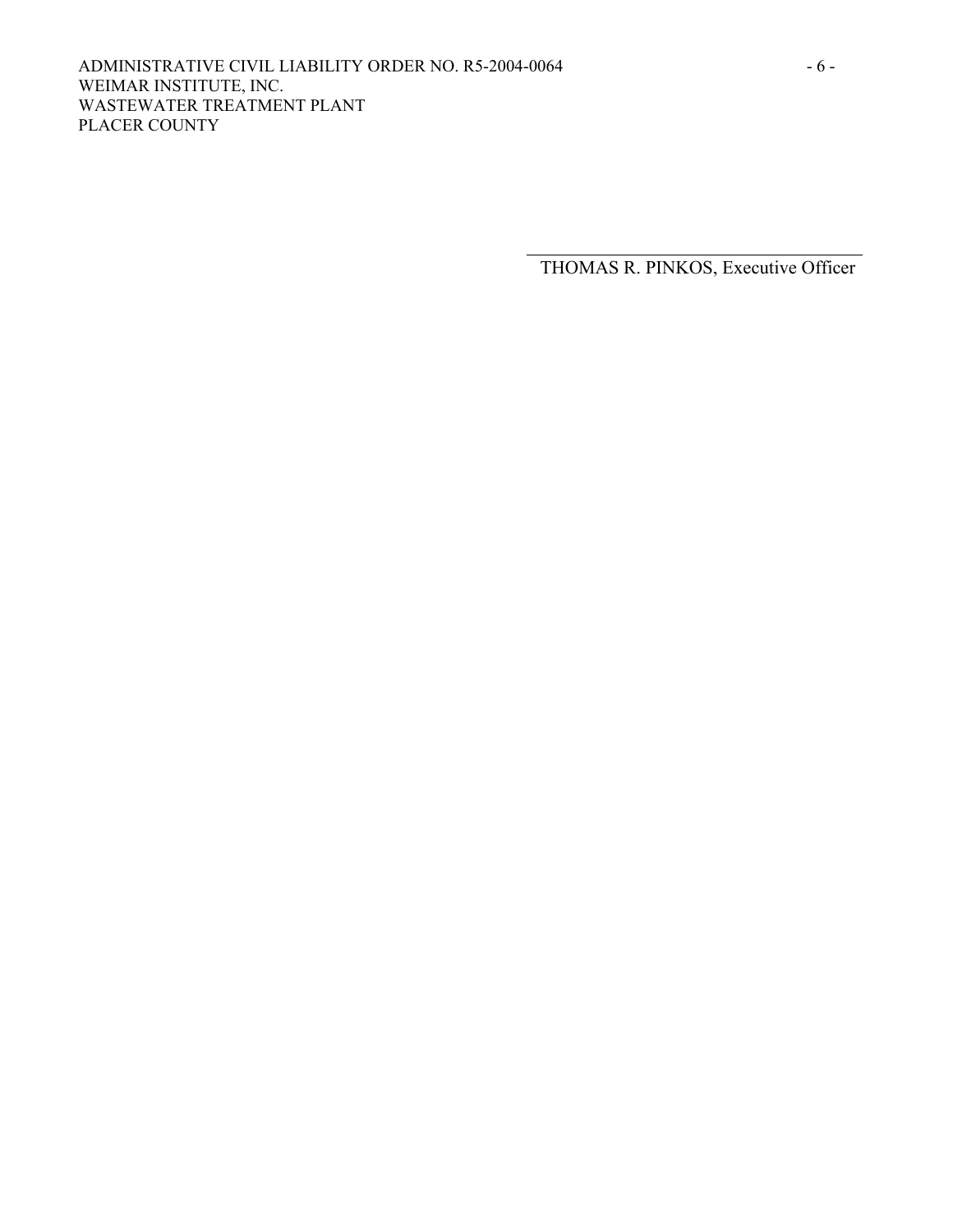\_\_\_\_\_\_\_\_\_\_\_\_\_\_\_\_\_\_\_\_\_\_\_\_\_\_\_\_\_\_\_\_\_\_\_\_

THOMAS R. PINKOS, Executive Officer